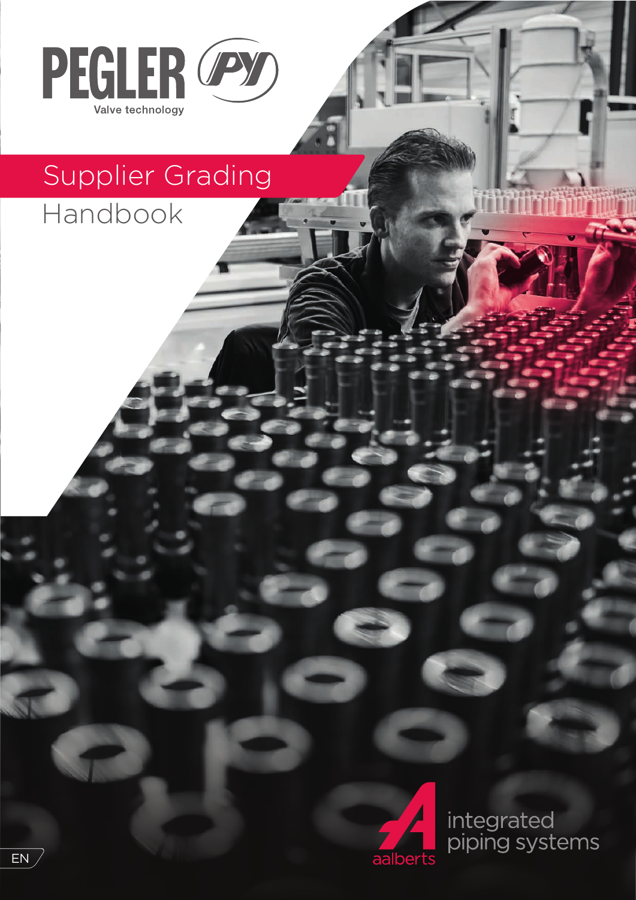PEGLER

Valve technology

# Supplier Grading

## Handbook

aalberts

integrated piping systems

EN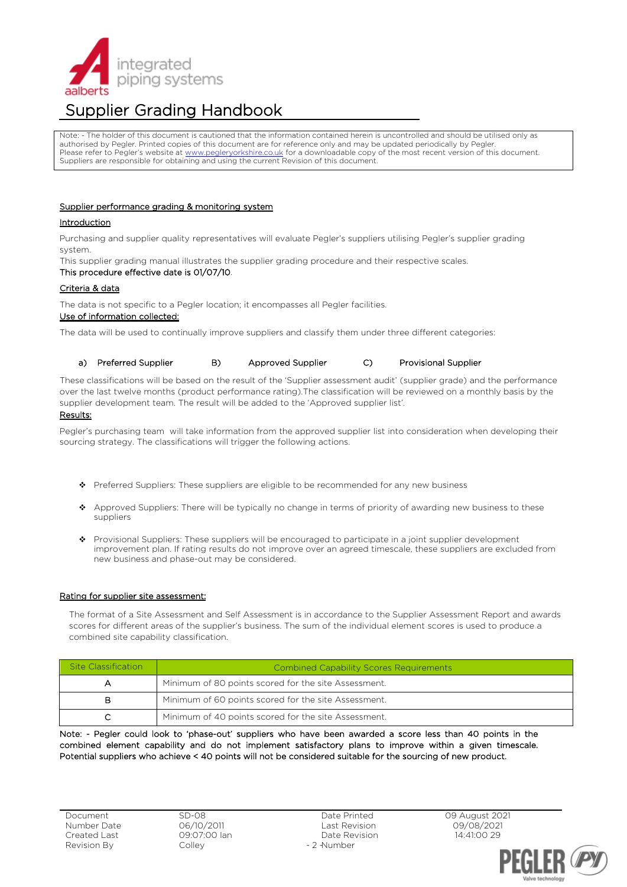# Supplier Grading Handbook

Note: - The holder of this document is cautioned that the information contained herein is uncontrolled and should be utilised only as authorised by Pegler. Printed copies of this document are for reference only and may be updated periodically by Pegler. Please refer to Pegler's website at www.pegleryorkshire.co.uk for a downloadable copy of the most recent version of this document. Suppliers are responsible for obtaining and using the current Revision of this document.

## Supplier performance grading & monitoring system

### Introduction

Purchasing and supplier quality representatives will evaluate Pegler's suppliers utilising Pegler's supplier grading system.
This supplier grading manual illustrates the supplier grading procedure and their respective scales.
This procedure effective date is 01/07/10.

### Criteria & data

The data is not specific to a Pegler location; it encompasses all Pegler facilities.

### Use of information collected:

The data will be used to continually improve suppliers and classify them under three different categories:

a) Preferred Supplier  B) Approved Supplier  C) Provisional Supplier

These classifications will be based on the result of the 'Supplier assessment audit' (supplier grade) and the performance over the last twelve months (product performance rating).The classification will be reviewed on a monthly basis by the supplier development team. The result will be added to the 'Approved supplier list'.

### Results:

Pegler's purchasing team will take information from the approved supplier list into consideration when developing their sourcing strategy. The classifications will trigger the following actions.

- Preferred Suppliers: These suppliers are eligible to be recommended for any new business
- Approved Suppliers: There will be typically no change in terms of priority of awarding new business to these suppliers
- Provisional Suppliers: These suppliers will be encouraged to participate in a joint supplier development improvement plan. If rating results do not improve over an agreed timescale, these suppliers are excluded from new business and phase-out may be considered.

### Rating for supplier site assessment:

The format of a Site Assessment and Self Assessment is in accordance to the Supplier Assessment Report and awards scores for different areas of the supplier's business. The sum of the individual element scores is used to produce a combined site capability classification.

| Site Classification | Combined Capability Scores Requirements |
|---|---|
| A | Minimum of 80 points scored for the site Assessment. |
| B | Minimum of 60 points scored for the site Assessment. |
| C | Minimum of 40 points scored for the site Assessment. |

Note: - Pegler could look to 'phase-out' suppliers who have been awarded a score less than 40 points in the combined element capability and do not implement satisfactory plans to improve within a given timescale. Potential suppliers who achieve < 40 points will not be considered suitable for the sourcing of new product.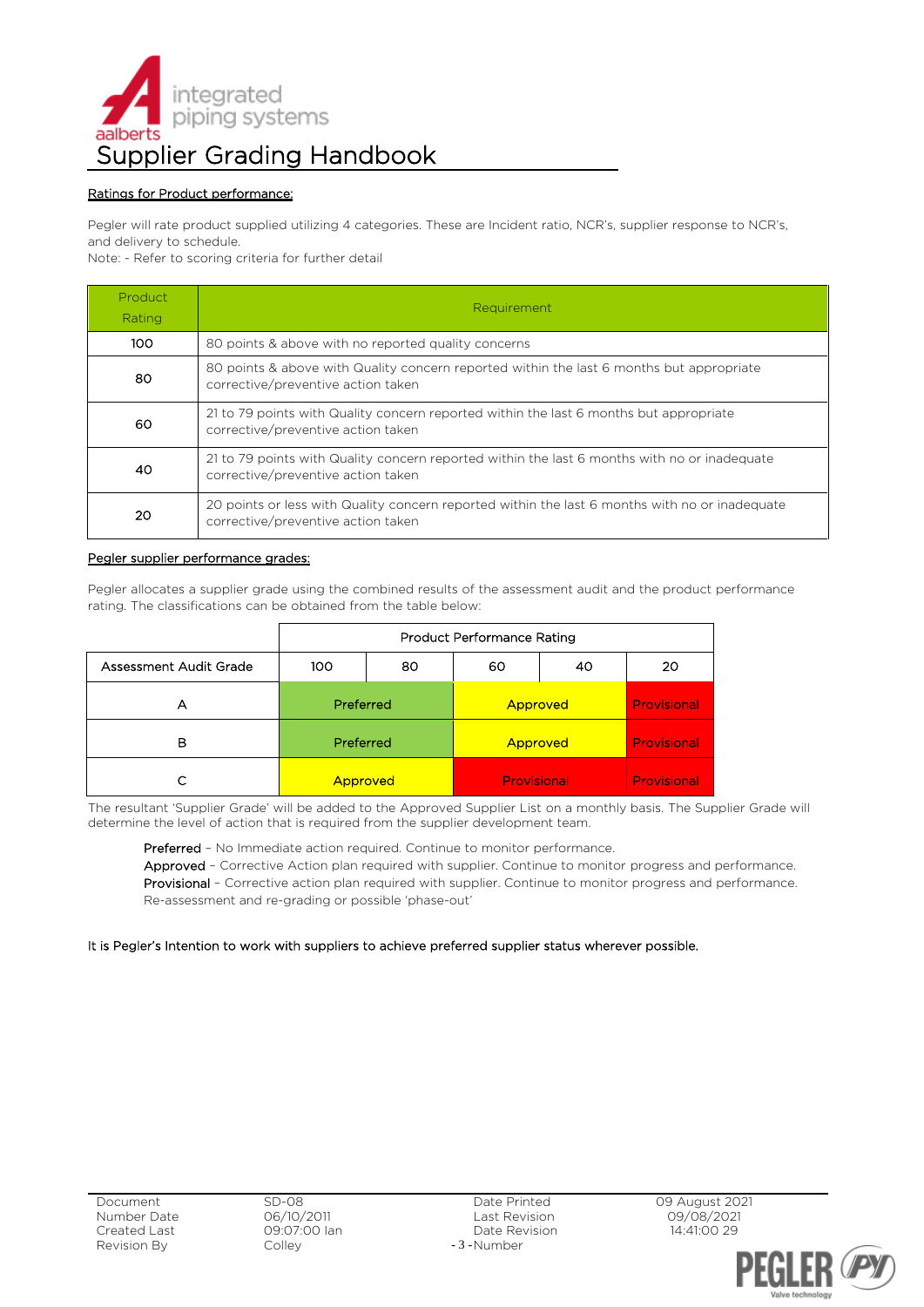# Supplier Grading Handbook

## Ratings for Product performance:

Pegler will rate product supplied utilizing 4 categories. These are Incident ratio, NCR's, supplier response to NCR's, and delivery to schedule.
Note: - Refer to scoring criteria for further detail

| Product Rating | Requirement |
|---|---|
| 100 | 80 points & above with no reported quality concerns |
| 80 | 80 points & above with Quality concern reported within the last 6 months but appropriate corrective/preventive action taken |
| 60 | 21 to 79 points with Quality concern reported within the last 6 months but appropriate corrective/preventive action taken |
| 40 | 21 to 79 points with Quality concern reported within the last 6 months with no or inadequate corrective/preventive action taken |
| 20 | 20 points or less with Quality concern reported within the last 6 months with no or inadequate corrective/preventive action taken |

## Pegler supplier performance grades:

Pegler allocates a supplier grade using the combined results of the assessment audit and the product performance rating. The classifications can be obtained from the table below:

| | Product Performance Rating | | | | |
|---|---|---|---|---|---|
| Assessment Audit Grade | 100 | 80 | 60 | 40 | 20 |
| A | Preferred | Preferred | Approved | Approved | Provisional |
| B | Preferred | Preferred | Approved | Approved | Provisional |
| C | Approved | Approved | Provisional | Provisional | Provisional |

The resultant 'Supplier Grade' will be added to the Approved Supplier List on a monthly basis. The Supplier Grade will determine the level of action that is required from the supplier development team.

Preferred – No Immediate action required. Continue to monitor performance.
Approved – Corrective Action plan required with supplier. Continue to monitor progress and performance.
Provisional – Corrective action plan required with supplier. Continue to monitor progress and performance. Re-assessment and re-grading or possible 'phase-out'

It is Pegler's Intention to work with suppliers to achieve preferred supplier status wherever possible.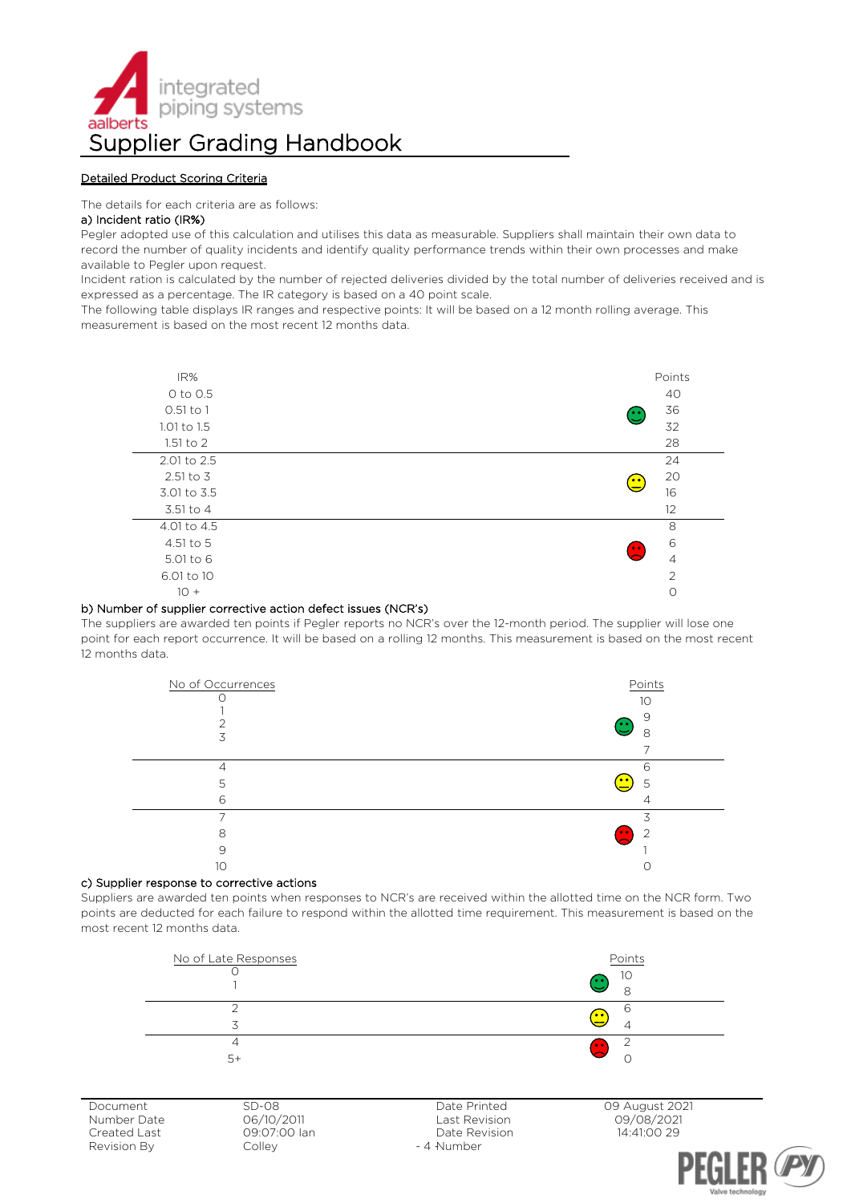# Supplier Grading Handbook

## Detailed Product Scoring Criteria

The details for each criteria are as follows:

### a) Incident ratio (IR%)

Pegler adopted use of this calculation and utilises this data as measurable. Suppliers shall maintain their own data to record the number of quality incidents and identify quality performance trends within their own processes and make available to Pegler upon request.

Incident ration is calculated by the number of rejected deliveries divided by the total number of deliveries received and is expressed as a percentage. The IR category is based on a 40 point scale.

The following table displays IR ranges and respective points: It will be based on a 12 month rolling average. This measurement is based on the most recent 12 months data.

| IR% | | Points |
|---|---|---|
| 0 to 0.5 | Green | 40 |
| 0.51 to 1 | Green | 36 |
| 1.01 to 1.5 | Green | 32 |
| 1.51 to 2 | Green | 28 |
| 2.01 to 2.5 | Yellow | 24 |
| 2.51 to 3 | Yellow | 20 |
| 3.01 to 3.5 | Yellow | 16 |
| 3.51 to 4 | Yellow | 12 |
| 4.01 to 4.5 | Red | 8 |
| 4.51 to 5 | Red | 6 |
| 5.01 to 6 | Red | 4 |
| 6.01 to 10 | Red | 2 |
| 10 + | Red | 0 |

### b) Number of supplier corrective action defect issues (NCR's)

The suppliers are awarded ten points if Pegler reports no NCR's over the 12-month period. The supplier will lose one point for each report occurrence. It will be based on a rolling 12 months. This measurement is based on the most recent 12 months data.

| No of Occurrences | | Points |
|---|---|---|
| 0 | Green | 10 |
| 1 | Green | 9 |
| 2 | Green | 8 |
| 3 | Green | 7 |
| 4 | Yellow | 6 |
| 5 | Yellow | 5 |
| 6 | Yellow | 4 |
| 7 | Red | 3 |
| 8 | Red | 2 |
| 9 | Red | 1 |
| 10 | Red | 0 |

### c) Supplier response to corrective actions

Suppliers are awarded ten points when responses to NCR's are received within the allotted time on the NCR form. Two points are deducted for each failure to respond within the allotted time requirement. This measurement is based on the most recent 12 months data.

| No of Late Responses | | Points |
|---|---|---|
| 0 | Green | 10 |
| 1 | Green | 8 |
| 2 | Yellow | 6 |
| 3 | Yellow | 4 |
| 4 | Red | 2 |
| 5+ | Red | 0 |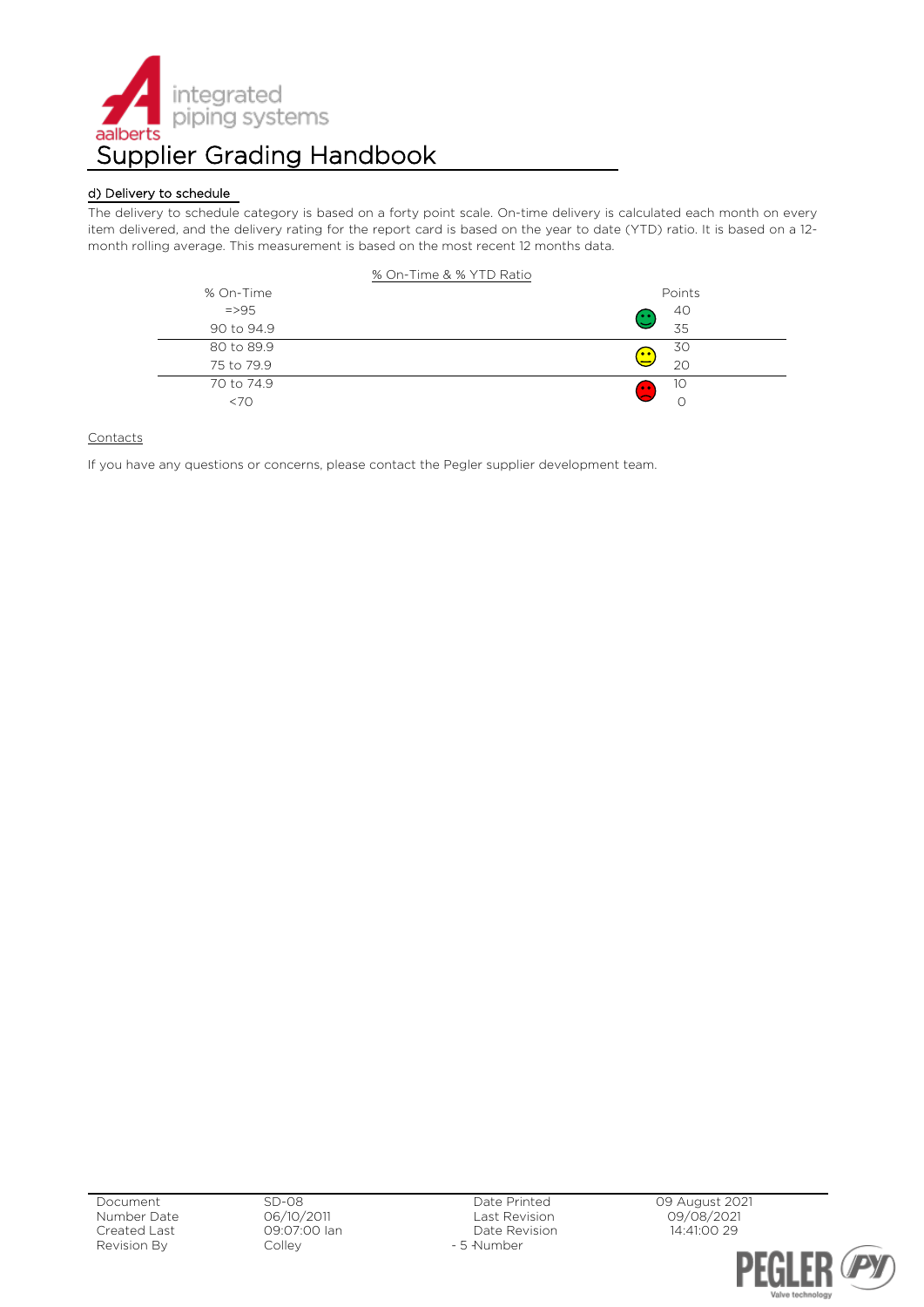### d) Delivery to schedule

The delivery to schedule category is based on a forty point scale. On-time delivery is calculated each month on every item delivered, and the delivery rating for the report card is based on the year to date (YTD) ratio. It is based on a 12-month rolling average. This measurement is based on the most recent 12 months data.

% On-Time & % YTD Ratio

| % On-Time | | Points |
|---|---|---|
| =>95 | 🙂 | 40 |
| 90 to 94.9 | | 35 |
| 80 to 89.9 | 😐 | 30 |
| 75 to 79.9 | | 20 |
| 70 to 74.9 | 🙁 | 10 |
| <70 | | 0 |

Contacts

If you have any questions or concerns, please contact the Pegler supplier development team.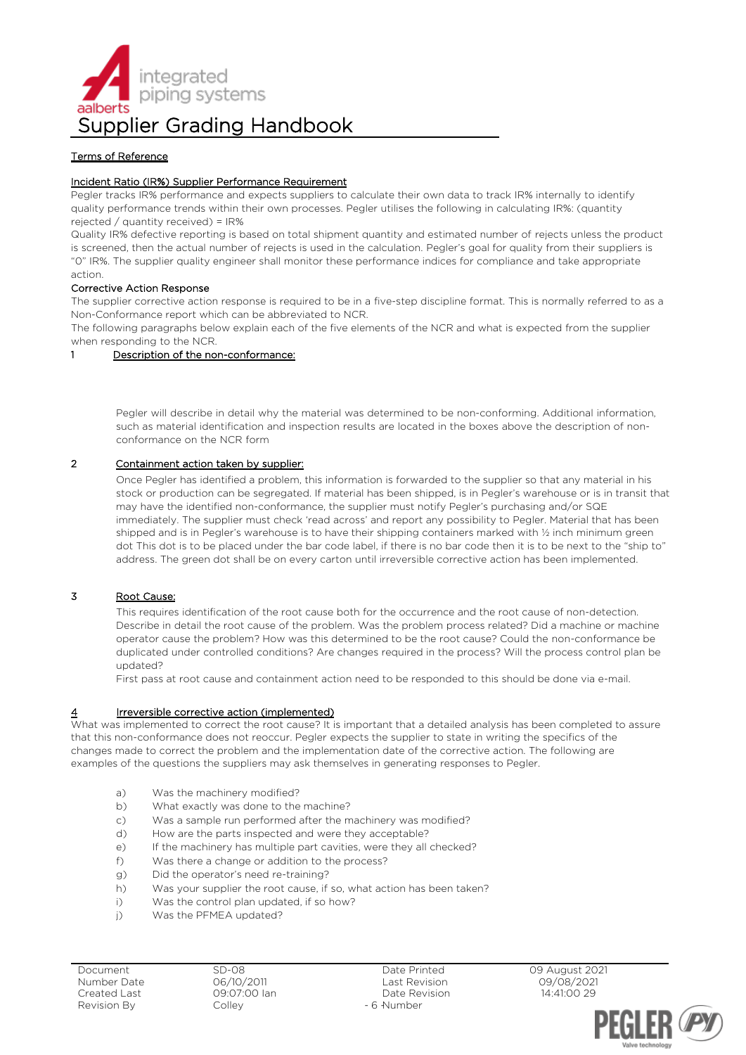# Supplier Grading Handbook

Terms of Reference

Incident Ratio (IR%) Supplier Performance Requirement

Pegler tracks IR% performance and expects suppliers to calculate their own data to track IR% internally to identify quality performance trends within their own processes. Pegler utilises the following in calculating IR%: (quantity rejected / quantity received) = IR%

Quality IR% defective reporting is based on total shipment quantity and estimated number of rejects unless the product is screened, then the actual number of rejects is used in the calculation. Pegler's goal for quality from their suppliers is "0" IR%. The supplier quality engineer shall monitor these performance indices for compliance and take appropriate action.

Corrective Action Response

The supplier corrective action response is required to be in a five-step discipline format. This is normally referred to as a Non-Conformance report which can be abbreviated to NCR.

The following paragraphs below explain each of the five elements of the NCR and what is expected from the supplier when responding to the NCR.

1 Description of the non-conformance:

Pegler will describe in detail why the material was determined to be non-conforming. Additional information, such as material identification and inspection results are located in the boxes above the description of non-conformance on the NCR form

2 Containment action taken by supplier:

Once Pegler has identified a problem, this information is forwarded to the supplier so that any material in his stock or production can be segregated. If material has been shipped, is in Pegler's warehouse or is in transit that may have the identified non-conformance, the supplier must notify Pegler's purchasing and/or SQE immediately. The supplier must check 'read across' and report any possibility to Pegler. Material that has been shipped and is in Pegler's warehouse is to have their shipping containers marked with ½ inch minimum green dot This dot is to be placed under the bar code label, if there is no bar code then it is to be next to the "ship to" address. The green dot shall be on every carton until irreversible corrective action has been implemented.

3 Root Cause:

This requires identification of the root cause both for the occurrence and the root cause of non-detection. Describe in detail the root cause of the problem. Was the problem process related? Did a machine or machine operator cause the problem? How was this determined to be the root cause? Could the non-conformance be duplicated under controlled conditions? Are changes required in the process? Will the process control plan be updated?

First pass at root cause and containment action need to be responded to this should be done via e-mail.

4 Irreversible corrective action (implemented)

What was implemented to correct the root cause? It is important that a detailed analysis has been completed to assure that this non-conformance does not reoccur. Pegler expects the supplier to state in writing the specifics of the changes made to correct the problem and the implementation date of the corrective action. The following are examples of the questions the suppliers may ask themselves in generating responses to Pegler.

a) Was the machinery modified?
b) What exactly was done to the machine?
c) Was a sample run performed after the machinery was modified?
d) How are the parts inspected and were they acceptable?
e) If the machinery has multiple part cavities, were they all checked?
f) Was there a change or addition to the process?
g) Did the operator's need re-training?
h) Was your supplier the root cause, if so, what action has been taken?
i) Was the control plan updated, if so how?
j) Was the PFMEA updated?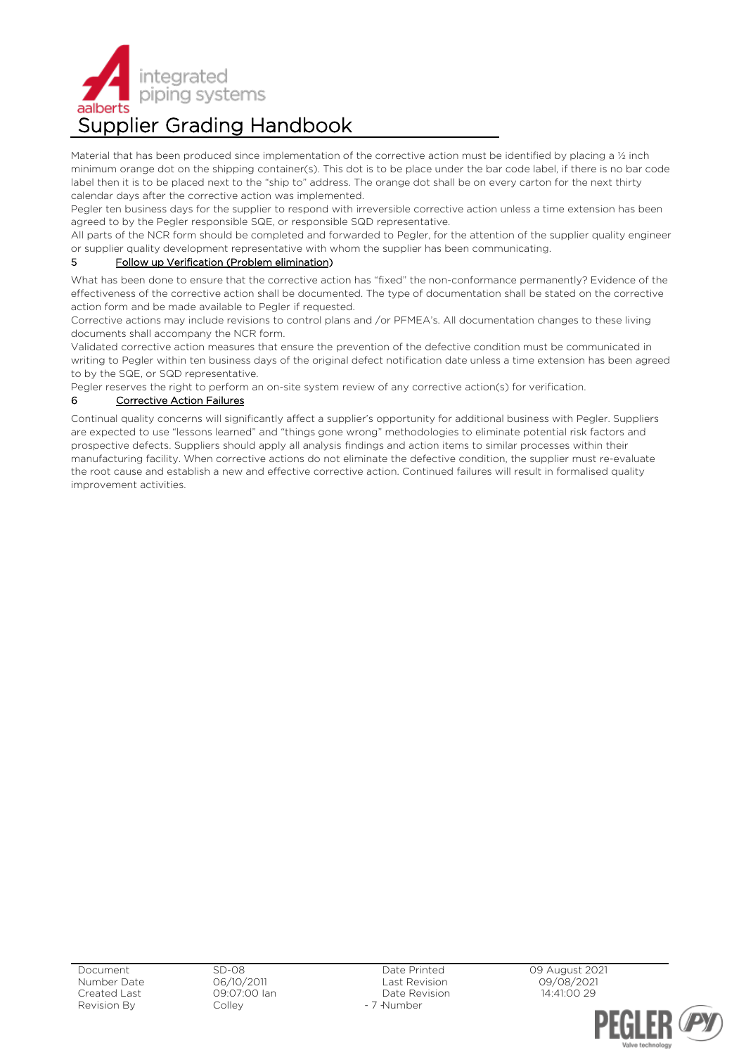Material that has been produced since implementation of the corrective action must be identified by placing a ½ inch minimum orange dot on the shipping container(s). This dot is to be place under the bar code label, if there is no bar code label then it is to be placed next to the "ship to" address. The orange dot shall be on every carton for the next thirty calendar days after the corrective action was implemented.

Pegler ten business days for the supplier to respond with irreversible corrective action unless a time extension has been agreed to by the Pegler responsible SQE, or responsible SQD representative.

All parts of the NCR form should be completed and forwarded to Pegler, for the attention of the supplier quality engineer or supplier quality development representative with whom the supplier has been communicating.

## 5 Follow up Verification (Problem elimination)

What has been done to ensure that the corrective action has "fixed" the non-conformance permanently? Evidence of the effectiveness of the corrective action shall be documented. The type of documentation shall be stated on the corrective action form and be made available to Pegler if requested.

Corrective actions may include revisions to control plans and /or PFMEA's. All documentation changes to these living documents shall accompany the NCR form.

Validated corrective action measures that ensure the prevention of the defective condition must be communicated in writing to Pegler within ten business days of the original defect notification date unless a time extension has been agreed to by the SQE, or SQD representative.

Pegler reserves the right to perform an on-site system review of any corrective action(s) for verification.

## 6 Corrective Action Failures

Continual quality concerns will significantly affect a supplier's opportunity for additional business with Pegler. Suppliers are expected to use "lessons learned" and "things gone wrong" methodologies to eliminate potential risk factors and prospective defects. Suppliers should apply all analysis findings and action items to similar processes within their manufacturing facility. When corrective actions do not eliminate the defective condition, the supplier must re-evaluate the root cause and establish a new and effective corrective action. Continued failures will result in formalised quality improvement activities.